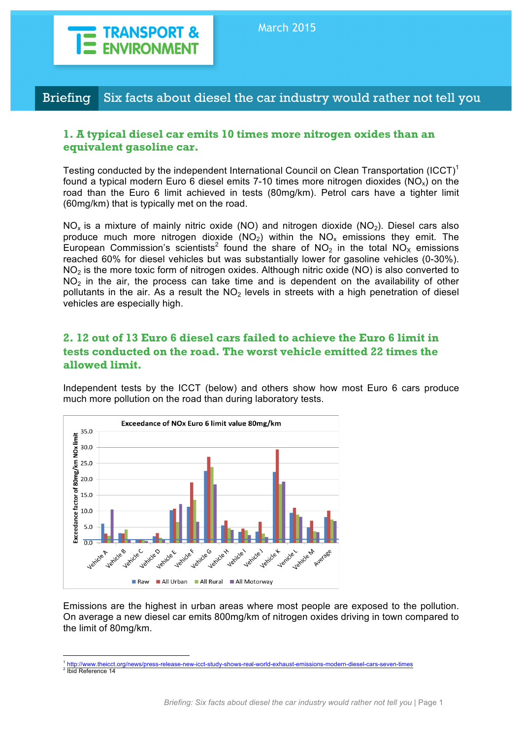March 2015

# Briefing Six facts about diesel the car industry would rather not tell you

## 1. A typical diesel car emits 10 times more nitrogen oxides than an equivalent gasoline car.

Testing conducted by the independent International Council on Clean Transportation (ICCT)[1] found a typical modern Euro 6 diesel emits 7-10 times more nitrogen dioxides ($NO_x$) on the road than the Euro 6 limit achieved in tests (80mg/km). Petrol cars have a tighter limit (60mg/km) that is typically met on the road.

$NO_x$ is a mixture of mainly nitric oxide (NO) and nitrogen dioxide ($NO_2$). Diesel cars also produce much more nitrogen dioxide ($NO_2$) within the $NO_x$ emissions they emit. The European Commission's scientists[2] found the share of $NO_2$ in the total $NO_X$ emissions reached 60% for diesel vehicles but was substantially lower for gasoline vehicles (0-30%). $NO_2$ is the more toxic form of nitrogen oxides. Although nitric oxide (NO) is also converted to $NO_2$ in the air, the process can take time and is dependent on the availability of other pollutants in the air. As a result the $NO_2$ levels in streets with a high penetration of diesel vehicles are especially high.

## 2. 12 out of 13 Euro 6 diesel cars failed to achieve the Euro 6 limit in tests conducted on the road. The worst vehicle emitted 22 times the allowed limit.

Independent tests by the ICCT (below) and others show how most Euro 6 cars produce much more pollution on the road than during laboratory tests.

Exceedance of NOx Euro 6 limit value 80mg/km

Emissions are the highest in urban areas where most people are exposed to the pollution. On average a new diesel car emits 800mg/km of nitrogen oxides driving in town compared to the limit of 80mg/km.

---

[1] http://www.theicct.org/news/press-release-new-icct-study-shows-real-world-exhaust-emissions-modern-diesel-cars-seven-times

[2] Ibid Reference 14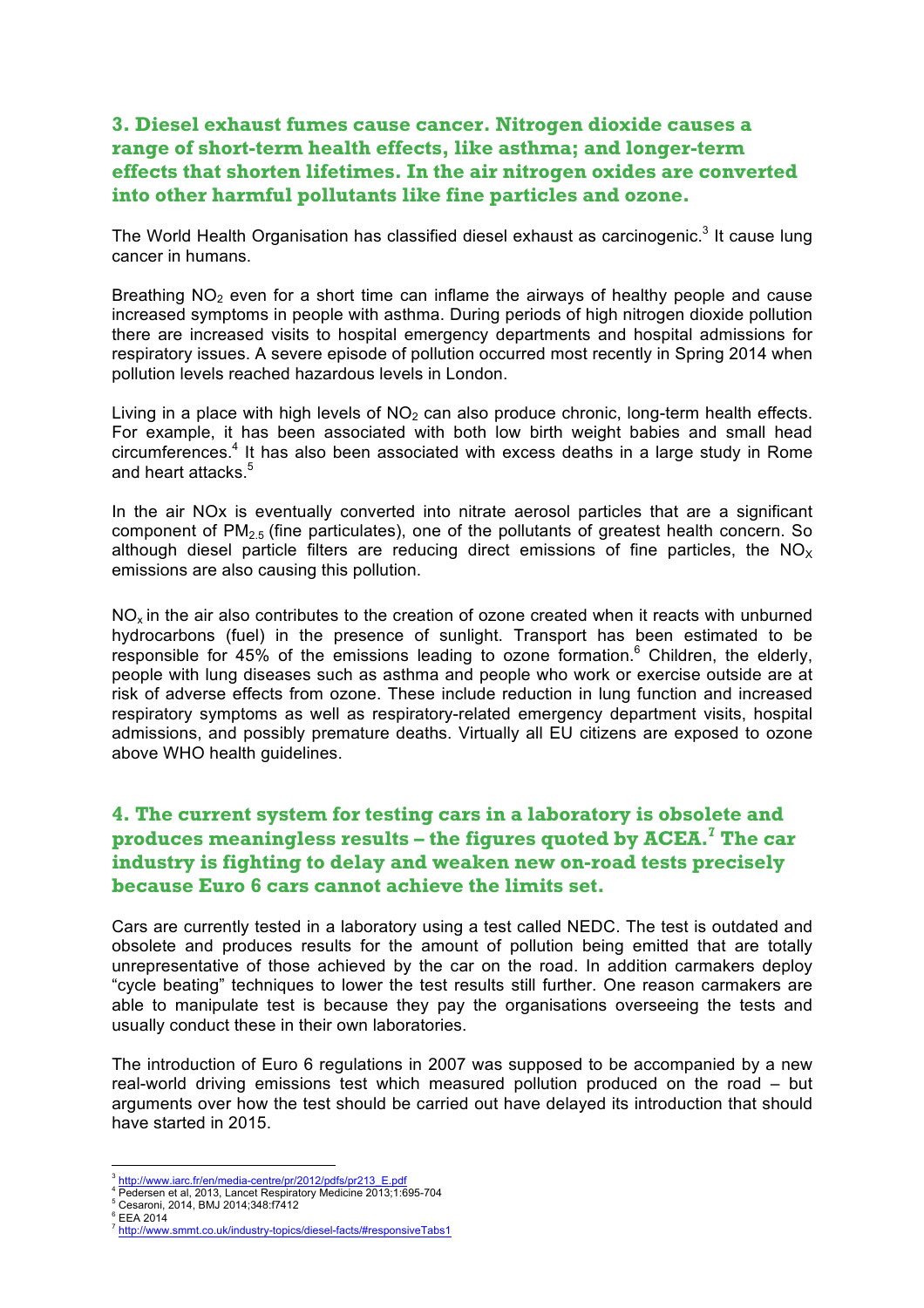### 3. Diesel exhaust fumes cause cancer. Nitrogen dioxide causes a range of short-term health effects, like asthma; and longer-term effects that shorten lifetimes. In the air nitrogen oxides are converted into other harmful pollutants like fine particles and ozone.

The World Health Organisation has classified diesel exhaust as carcinogenic.[3] It cause lung cancer in humans.

Breathing $NO_2$ even for a short time can inflame the airways of healthy people and cause increased symptoms in people with asthma. During periods of high nitrogen dioxide pollution there are increased visits to hospital emergency departments and hospital admissions for respiratory issues. A severe episode of pollution occurred most recently in Spring 2014 when pollution levels reached hazardous levels in London.

Living in a place with high levels of $NO_2$ can also produce chronic, long-term health effects. For example, it has been associated with both low birth weight babies and small head circumferences.[4] It has also been associated with excess deaths in a large study in Rome and heart attacks.[5]

In the air NOx is eventually converted into nitrate aerosol particles that are a significant component of $PM_{2.5}$ (fine particulates), one of the pollutants of greatest health concern. So although diesel particle filters are reducing direct emissions of fine particles, the $NO_X$ emissions are also causing this pollution.

$NO_x$ in the air also contributes to the creation of ozone created when it reacts with unburned hydrocarbons (fuel) in the presence of sunlight. Transport has been estimated to be responsible for 45% of the emissions leading to ozone formation.[6] Children, the elderly, people with lung diseases such as asthma and people who work or exercise outside are at risk of adverse effects from ozone. These include reduction in lung function and increased respiratory symptoms as well as respiratory-related emergency department visits, hospital admissions, and possibly premature deaths. Virtually all EU citizens are exposed to ozone above WHO health guidelines.

### 4. The current system for testing cars in a laboratory is obsolete and produces meaningless results – the figures quoted by ACEA.[7] The car industry is fighting to delay and weaken new on-road tests precisely because Euro 6 cars cannot achieve the limits set.

Cars are currently tested in a laboratory using a test called NEDC. The test is outdated and obsolete and produces results for the amount of pollution being emitted that are totally unrepresentative of those achieved by the car on the road. In addition carmakers deploy "cycle beating" techniques to lower the test results still further. One reason carmakers are able to manipulate test is because they pay the organisations overseeing the tests and usually conduct these in their own laboratories.

The introduction of Euro 6 regulations in 2007 was supposed to be accompanied by a new real-world driving emissions test which measured pollution produced on the road – but arguments over how the test should be carried out have delayed its introduction that should have started in 2015.

---

[3] http://www.iarc.fr/en/media-centre/pr/2012/pdfs/pr213_E.pdf
[4] Pedersen et al, 2013, Lancet Respiratory Medicine 2013;1:695-704
[5] Cesaroni, 2014, BMJ 2014;348:f7412
[6] EEA 2014
[7] http://www.smmt.co.uk/industry-topics/diesel-facts/#responsiveTabs1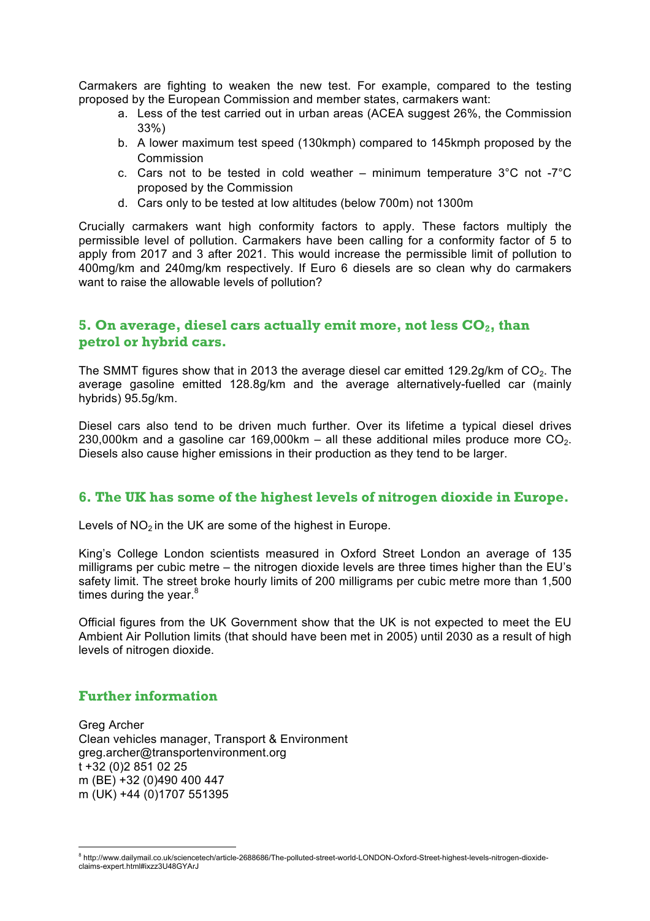Carmakers are fighting to weaken the new test. For example, compared to the testing proposed by the European Commission and member states, carmakers want:

a. Less of the test carried out in urban areas (ACEA suggest 26%, the Commission 33%)
b. A lower maximum test speed (130kmph) compared to 145kmph proposed by the Commission
c. Cars not to be tested in cold weather – minimum temperature 3°C not -7°C proposed by the Commission
d. Cars only to be tested at low altitudes (below 700m) not 1300m

Crucially carmakers want high conformity factors to apply. These factors multiply the permissible level of pollution. Carmakers have been calling for a conformity factor of 5 to apply from 2017 and 3 after 2021. This would increase the permissible limit of pollution to 400mg/km and 240mg/km respectively. If Euro 6 diesels are so clean why do carmakers want to raise the allowable levels of pollution?

## 5. On average, diesel cars actually emit more, not less $CO_2$, than petrol or hybrid cars.

The SMMT figures show that in 2013 the average diesel car emitted 129.2g/km of $CO_2$. The average gasoline emitted 128.8g/km and the average alternatively-fuelled car (mainly hybrids) 95.5g/km.

Diesel cars also tend to be driven much further. Over its lifetime a typical diesel drives 230,000km and a gasoline car 169,000km – all these additional miles produce more $CO_2$. Diesels also cause higher emissions in their production as they tend to be larger.

## 6. The UK has some of the highest levels of nitrogen dioxide in Europe.

Levels of $NO_2$ in the UK are some of the highest in Europe.

King's College London scientists measured in Oxford Street London an average of 135 milligrams per cubic metre – the nitrogen dioxide levels are three times higher than the EU's safety limit. The street broke hourly limits of 200 milligrams per cubic metre more than 1,500 times during the year.[8]

Official figures from the UK Government show that the UK is not expected to meet the EU Ambient Air Pollution limits (that should have been met in 2005) until 2030 as a result of high levels of nitrogen dioxide.

## Further information

Greg Archer
Clean vehicles manager, Transport & Environment
greg.archer@transportenvironment.org
t +32 (0)2 851 02 25
m (BE) +32 (0)490 400 447
m (UK) +44 (0)1707 551395

[8] http://www.dailymail.co.uk/sciencetech/article-2688686/The-polluted-street-world-LONDON-Oxford-Street-highest-levels-nitrogen-dioxide-claims-expert.html#ixzz3U48GYArJ